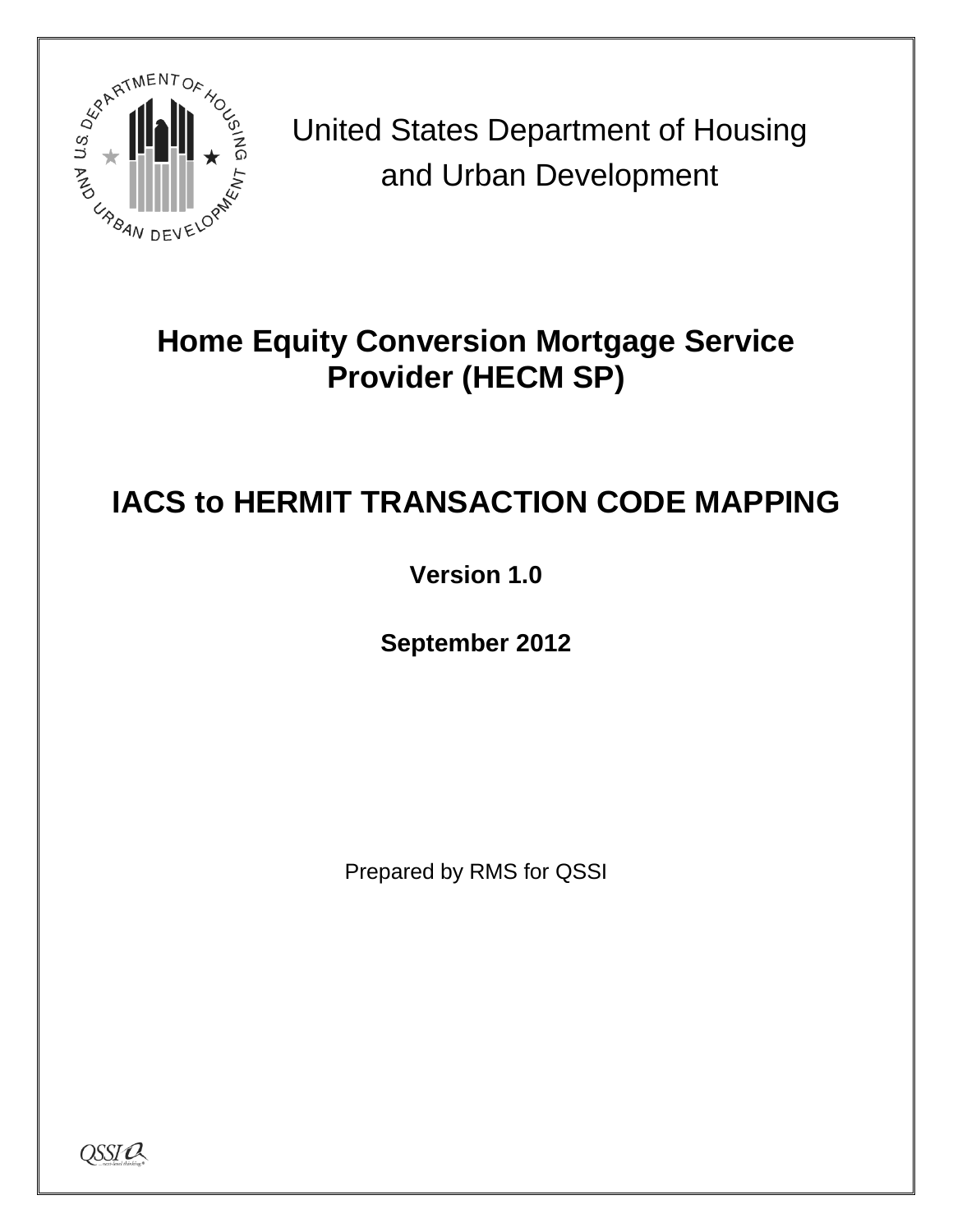United States Department of Housing and Urban Development

# Home Equity Conversion Mortgage Service Provider (HECM SP)

# IACS to HERMIT TRANSACTION CODE MAPPING

**Version 1.0**

**September 2012**

Prepared by RMS for QSSI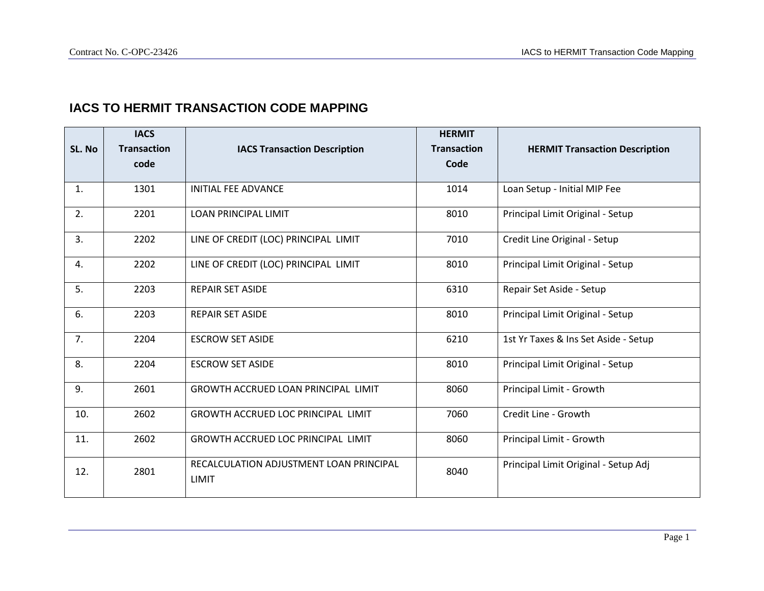## IACS TO HERMIT TRANSACTION CODE MAPPING

| SL. No | IACS Transaction code | IACS Transaction Description | HERMIT Transaction Code | HERMIT Transaction Description |
|---|---|---|---|---|
| 1. | 1301 | INITIAL FEE ADVANCE | 1014 | Loan Setup - Initial MIP Fee |
| 2. | 2201 | LOAN PRINCIPAL LIMIT | 8010 | Principal Limit Original - Setup |
| 3. | 2202 | LINE OF CREDIT (LOC) PRINCIPAL LIMIT | 7010 | Credit Line Original - Setup |
| 4. | 2202 | LINE OF CREDIT (LOC) PRINCIPAL LIMIT | 8010 | Principal Limit Original - Setup |
| 5. | 2203 | REPAIR SET ASIDE | 6310 | Repair Set Aside - Setup |
| 6. | 2203 | REPAIR SET ASIDE | 8010 | Principal Limit Original - Setup |
| 7. | 2204 | ESCROW SET ASIDE | 6210 | 1st Yr Taxes & Ins Set Aside - Setup |
| 8. | 2204 | ESCROW SET ASIDE | 8010 | Principal Limit Original - Setup |
| 9. | 2601 | GROWTH ACCRUED LOAN PRINCIPAL LIMIT | 8060 | Principal Limit - Growth |
| 10. | 2602 | GROWTH ACCRUED LOC PRINCIPAL LIMIT | 7060 | Credit Line - Growth |
| 11. | 2602 | GROWTH ACCRUED LOC PRINCIPAL LIMIT | 8060 | Principal Limit - Growth |
| 12. | 2801 | RECALCULATION ADJUSTMENT LOAN PRINCIPAL LIMIT | 8040 | Principal Limit Original - Setup Adj |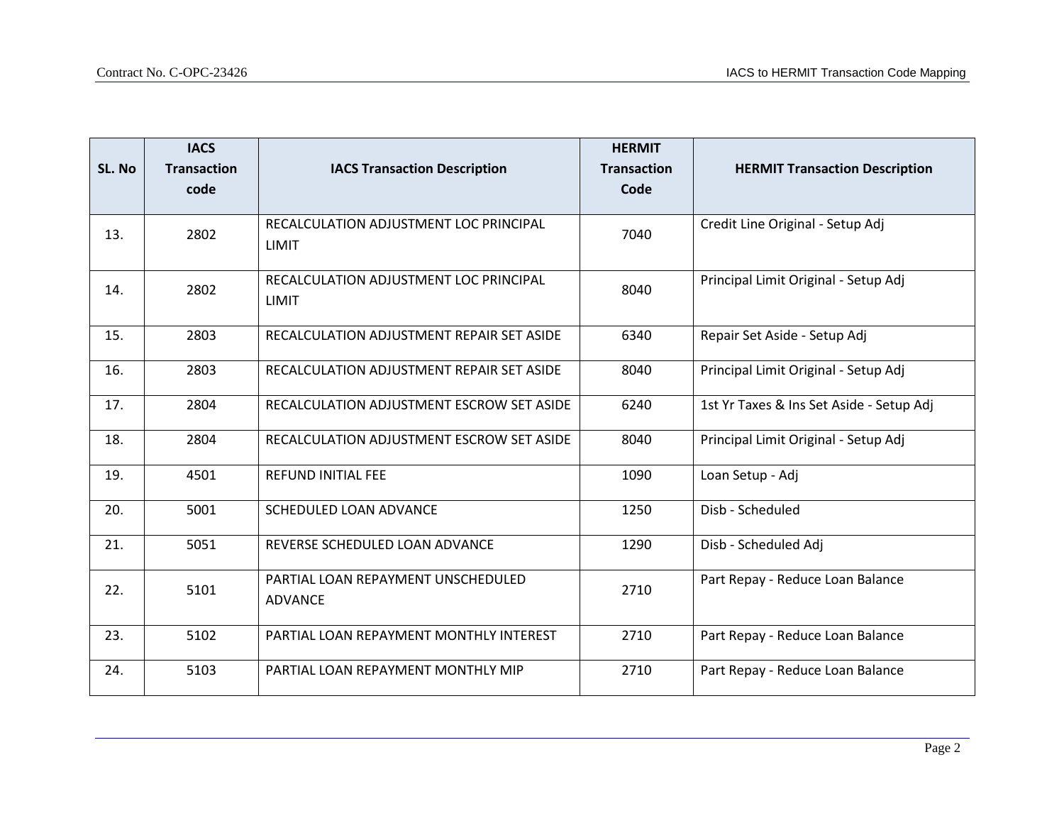| SL. No | IACS Transaction code | IACS Transaction Description | HERMIT Transaction Code | HERMIT Transaction Description |
|---|---|---|---|---|
| 13. | 2802 | RECALCULATION ADJUSTMENT LOC PRINCIPAL LIMIT | 7040 | Credit Line Original - Setup Adj |
| 14. | 2802 | RECALCULATION ADJUSTMENT LOC PRINCIPAL LIMIT | 8040 | Principal Limit Original - Setup Adj |
| 15. | 2803 | RECALCULATION ADJUSTMENT REPAIR SET ASIDE | 6340 | Repair Set Aside - Setup Adj |
| 16. | 2803 | RECALCULATION ADJUSTMENT REPAIR SET ASIDE | 8040 | Principal Limit Original - Setup Adj |
| 17. | 2804 | RECALCULATION ADJUSTMENT ESCROW SET ASIDE | 6240 | 1st Yr Taxes & Ins Set Aside - Setup Adj |
| 18. | 2804 | RECALCULATION ADJUSTMENT ESCROW SET ASIDE | 8040 | Principal Limit Original - Setup Adj |
| 19. | 4501 | REFUND INITIAL FEE | 1090 | Loan Setup - Adj |
| 20. | 5001 | SCHEDULED LOAN ADVANCE | 1250 | Disb - Scheduled |
| 21. | 5051 | REVERSE SCHEDULED LOAN ADVANCE | 1290 | Disb - Scheduled Adj |
| 22. | 5101 | PARTIAL LOAN REPAYMENT UNSCHEDULED ADVANCE | 2710 | Part Repay - Reduce Loan Balance |
| 23. | 5102 | PARTIAL LOAN REPAYMENT MONTHLY INTEREST | 2710 | Part Repay - Reduce Loan Balance |
| 24. | 5103 | PARTIAL LOAN REPAYMENT MONTHLY MIP | 2710 | Part Repay - Reduce Loan Balance |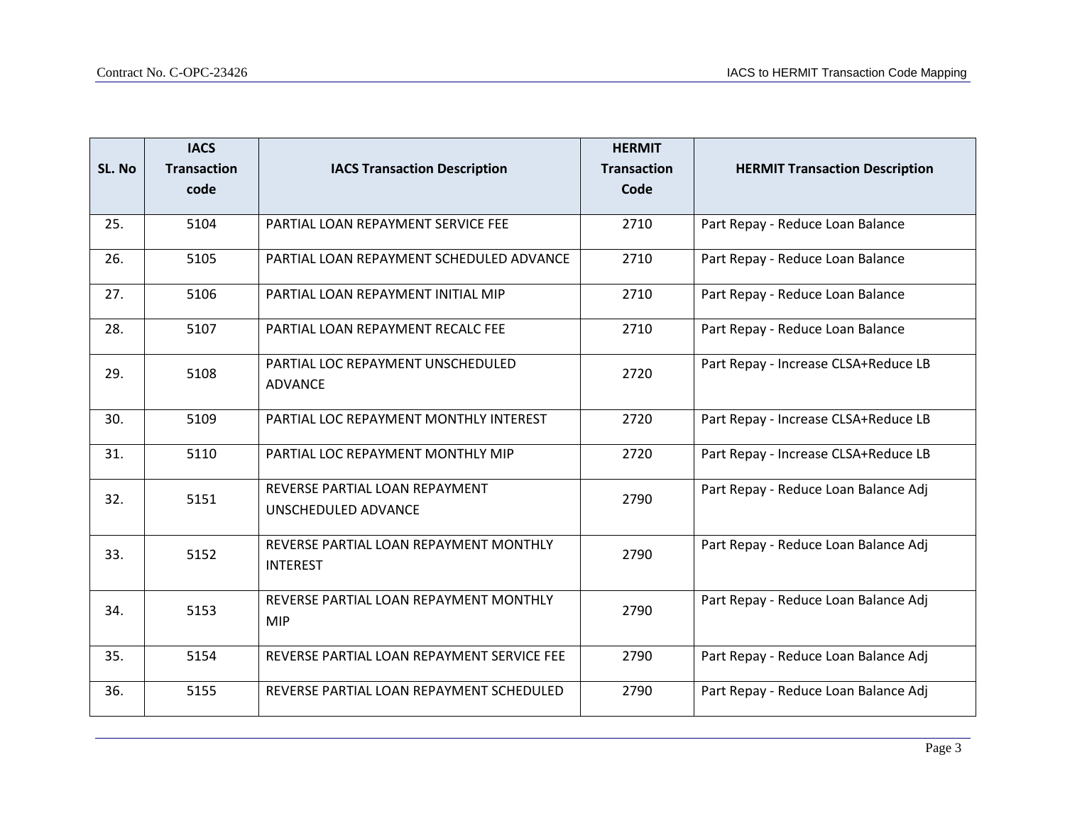| SL. No | IACS Transaction code | IACS Transaction Description | HERMIT Transaction Code | HERMIT Transaction Description |
|---|---|---|---|---|
| 25. | 5104 | PARTIAL LOAN REPAYMENT SERVICE FEE | 2710 | Part Repay - Reduce Loan Balance |
| 26. | 5105 | PARTIAL LOAN REPAYMENT SCHEDULED ADVANCE | 2710 | Part Repay - Reduce Loan Balance |
| 27. | 5106 | PARTIAL LOAN REPAYMENT INITIAL MIP | 2710 | Part Repay - Reduce Loan Balance |
| 28. | 5107 | PARTIAL LOAN REPAYMENT RECALC FEE | 2710 | Part Repay - Reduce Loan Balance |
| 29. | 5108 | PARTIAL LOC REPAYMENT UNSCHEDULED ADVANCE | 2720 | Part Repay - Increase CLSA+Reduce LB |
| 30. | 5109 | PARTIAL LOC REPAYMENT MONTHLY INTEREST | 2720 | Part Repay - Increase CLSA+Reduce LB |
| 31. | 5110 | PARTIAL LOC REPAYMENT MONTHLY MIP | 2720 | Part Repay - Increase CLSA+Reduce LB |
| 32. | 5151 | REVERSE PARTIAL LOAN REPAYMENT UNSCHEDULED ADVANCE | 2790 | Part Repay - Reduce Loan Balance Adj |
| 33. | 5152 | REVERSE PARTIAL LOAN REPAYMENT MONTHLY INTEREST | 2790 | Part Repay - Reduce Loan Balance Adj |
| 34. | 5153 | REVERSE PARTIAL LOAN REPAYMENT MONTHLY MIP | 2790 | Part Repay - Reduce Loan Balance Adj |
| 35. | 5154 | REVERSE PARTIAL LOAN REPAYMENT SERVICE FEE | 2790 | Part Repay - Reduce Loan Balance Adj |
| 36. | 5155 | REVERSE PARTIAL LOAN REPAYMENT SCHEDULED | 2790 | Part Repay - Reduce Loan Balance Adj |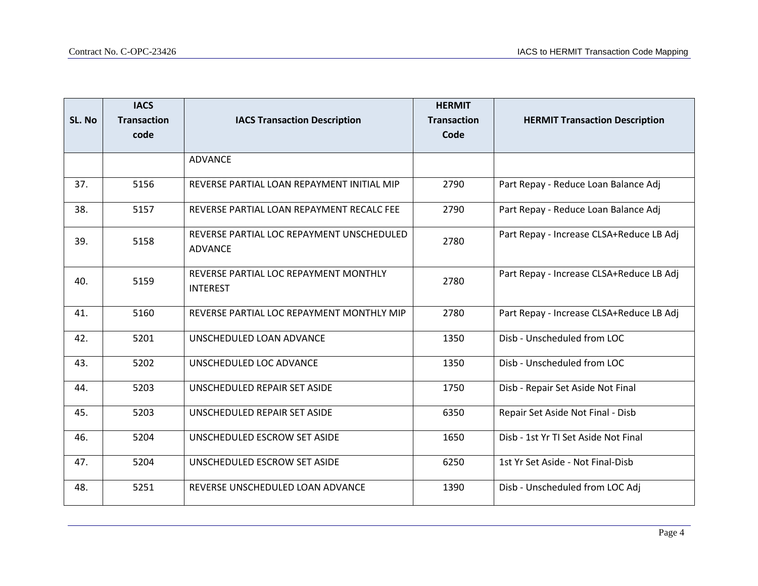| SL. No | IACS Transaction code | IACS Transaction Description | HERMIT Transaction Code | HERMIT Transaction Description |
|---|---|---|---|---|
| | | ADVANCE | | |
| 37. | 5156 | REVERSE PARTIAL LOAN REPAYMENT INITIAL MIP | 2790 | Part Repay - Reduce Loan Balance Adj |
| 38. | 5157 | REVERSE PARTIAL LOAN REPAYMENT RECALC FEE | 2790 | Part Repay - Reduce Loan Balance Adj |
| 39. | 5158 | REVERSE PARTIAL LOC REPAYMENT UNSCHEDULED ADVANCE | 2780 | Part Repay - Increase CLSA+Reduce LB Adj |
| 40. | 5159 | REVERSE PARTIAL LOC REPAYMENT MONTHLY INTEREST | 2780 | Part Repay - Increase CLSA+Reduce LB Adj |
| 41. | 5160 | REVERSE PARTIAL LOC REPAYMENT MONTHLY MIP | 2780 | Part Repay - Increase CLSA+Reduce LB Adj |
| 42. | 5201 | UNSCHEDULED LOAN ADVANCE | 1350 | Disb - Unscheduled from LOC |
| 43. | 5202 | UNSCHEDULED LOC ADVANCE | 1350 | Disb - Unscheduled from LOC |
| 44. | 5203 | UNSCHEDULED REPAIR SET ASIDE | 1750 | Disb - Repair Set Aside Not Final |
| 45. | 5203 | UNSCHEDULED REPAIR SET ASIDE | 6350 | Repair Set Aside Not Final - Disb |
| 46. | 5204 | UNSCHEDULED ESCROW SET ASIDE | 1650 | Disb - 1st Yr TI Set Aside Not Final |
| 47. | 5204 | UNSCHEDULED ESCROW SET ASIDE | 6250 | 1st Yr Set Aside - Not Final-Disb |
| 48. | 5251 | REVERSE UNSCHEDULED LOAN ADVANCE | 1390 | Disb - Unscheduled from LOC Adj |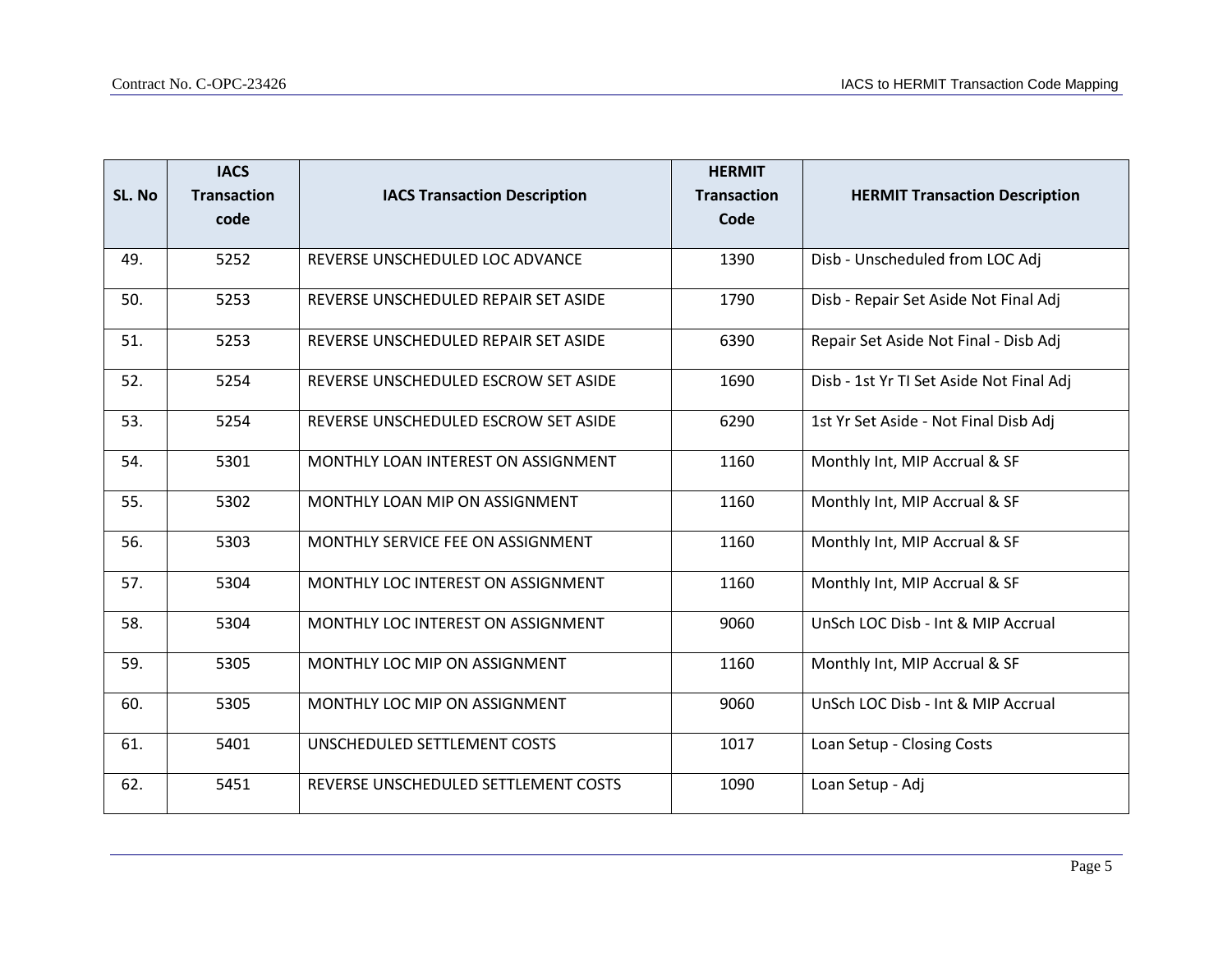| SL. No | IACS Transaction code | IACS Transaction Description | HERMIT Transaction Code | HERMIT Transaction Description |
|---|---|---|---|---|
| 49. | 5252 | REVERSE UNSCHEDULED LOC ADVANCE | 1390 | Disb - Unscheduled from LOC Adj |
| 50. | 5253 | REVERSE UNSCHEDULED REPAIR SET ASIDE | 1790 | Disb - Repair Set Aside Not Final Adj |
| 51. | 5253 | REVERSE UNSCHEDULED REPAIR SET ASIDE | 6390 | Repair Set Aside Not Final - Disb Adj |
| 52. | 5254 | REVERSE UNSCHEDULED ESCROW SET ASIDE | 1690 | Disb - 1st Yr TI Set Aside Not Final Adj |
| 53. | 5254 | REVERSE UNSCHEDULED ESCROW SET ASIDE | 6290 | 1st Yr Set Aside - Not Final Disb Adj |
| 54. | 5301 | MONTHLY LOAN INTEREST ON ASSIGNMENT | 1160 | Monthly Int, MIP Accrual & SF |
| 55. | 5302 | MONTHLY LOAN MIP ON ASSIGNMENT | 1160 | Monthly Int, MIP Accrual & SF |
| 56. | 5303 | MONTHLY SERVICE FEE ON ASSIGNMENT | 1160 | Monthly Int, MIP Accrual & SF |
| 57. | 5304 | MONTHLY LOC INTEREST ON ASSIGNMENT | 1160 | Monthly Int, MIP Accrual & SF |
| 58. | 5304 | MONTHLY LOC INTEREST ON ASSIGNMENT | 9060 | UnSch LOC Disb - Int & MIP Accrual |
| 59. | 5305 | MONTHLY LOC MIP ON ASSIGNMENT | 1160 | Monthly Int, MIP Accrual & SF |
| 60. | 5305 | MONTHLY LOC MIP ON ASSIGNMENT | 9060 | UnSch LOC Disb - Int & MIP Accrual |
| 61. | 5401 | UNSCHEDULED SETTLEMENT COSTS | 1017 | Loan Setup - Closing Costs |
| 62. | 5451 | REVERSE UNSCHEDULED SETTLEMENT COSTS | 1090 | Loan Setup - Adj |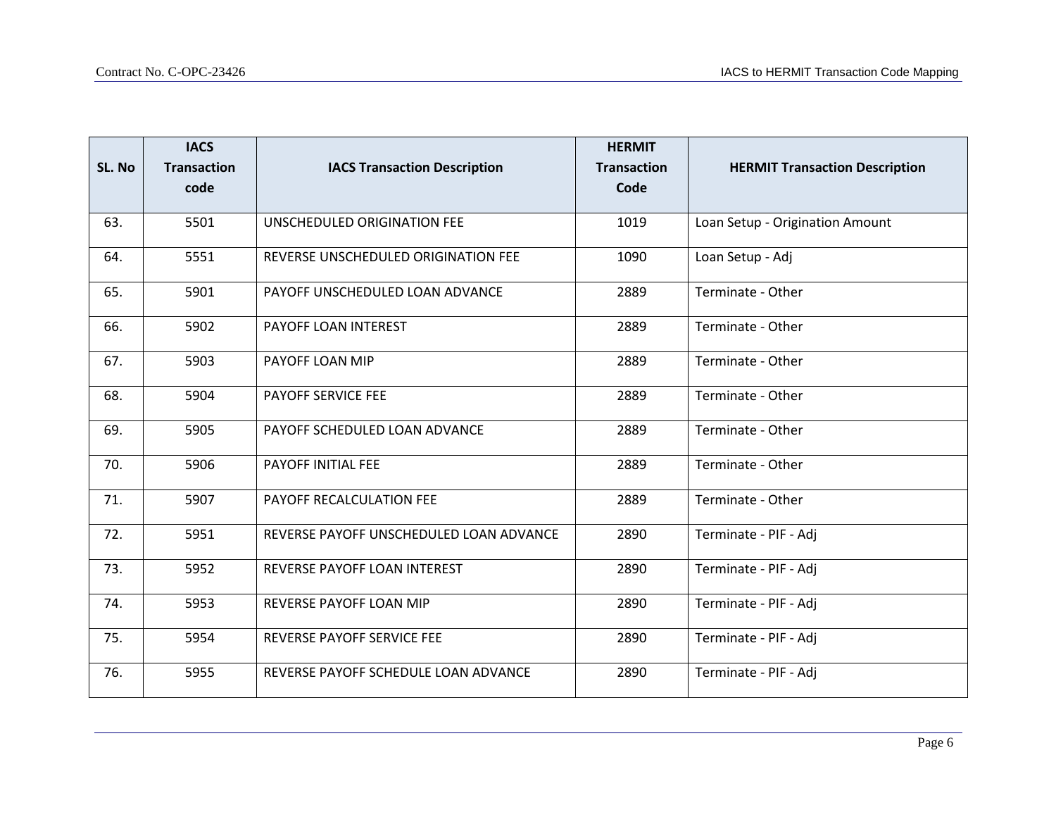| SL. No | IACS Transaction code | IACS Transaction Description | HERMIT Transaction Code | HERMIT Transaction Description |
|---|---|---|---|---|
| 63. | 5501 | UNSCHEDULED ORIGINATION FEE | 1019 | Loan Setup - Origination Amount |
| 64. | 5551 | REVERSE UNSCHEDULED ORIGINATION FEE | 1090 | Loan Setup - Adj |
| 65. | 5901 | PAYOFF UNSCHEDULED LOAN ADVANCE | 2889 | Terminate - Other |
| 66. | 5902 | PAYOFF LOAN INTEREST | 2889 | Terminate - Other |
| 67. | 5903 | PAYOFF LOAN MIP | 2889 | Terminate - Other |
| 68. | 5904 | PAYOFF SERVICE FEE | 2889 | Terminate - Other |
| 69. | 5905 | PAYOFF SCHEDULED LOAN ADVANCE | 2889 | Terminate - Other |
| 70. | 5906 | PAYOFF INITIAL FEE | 2889 | Terminate - Other |
| 71. | 5907 | PAYOFF RECALCULATION FEE | 2889 | Terminate - Other |
| 72. | 5951 | REVERSE PAYOFF UNSCHEDULED LOAN ADVANCE | 2890 | Terminate - PIF - Adj |
| 73. | 5952 | REVERSE PAYOFF LOAN INTEREST | 2890 | Terminate - PIF - Adj |
| 74. | 5953 | REVERSE PAYOFF LOAN MIP | 2890 | Terminate - PIF - Adj |
| 75. | 5954 | REVERSE PAYOFF SERVICE FEE | 2890 | Terminate - PIF - Adj |
| 76. | 5955 | REVERSE PAYOFF SCHEDULE LOAN ADVANCE | 2890 | Terminate - PIF - Adj |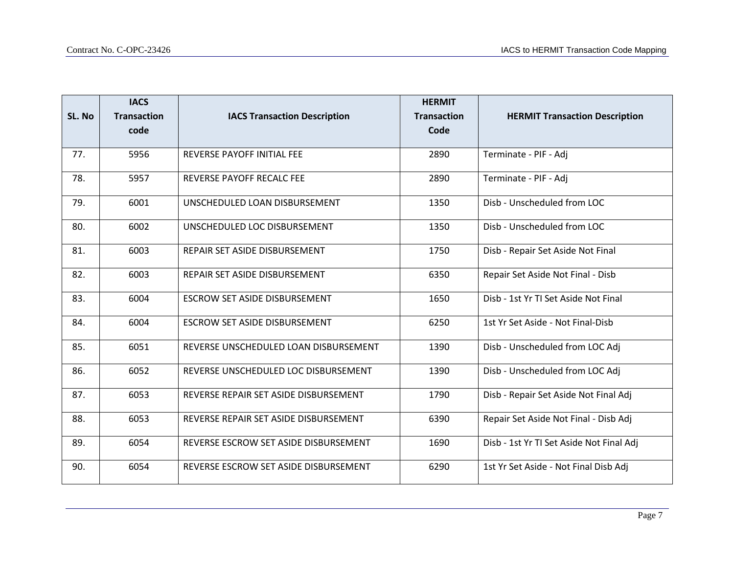| SL. No | IACS Transaction code | IACS Transaction Description | HERMIT Transaction Code | HERMIT Transaction Description |
|---|---|---|---|---|
| 77. | 5956 | REVERSE PAYOFF INITIAL FEE | 2890 | Terminate - PIF - Adj |
| 78. | 5957 | REVERSE PAYOFF RECALC FEE | 2890 | Terminate - PIF - Adj |
| 79. | 6001 | UNSCHEDULED LOAN DISBURSEMENT | 1350 | Disb - Unscheduled from LOC |
| 80. | 6002 | UNSCHEDULED LOC DISBURSEMENT | 1350 | Disb - Unscheduled from LOC |
| 81. | 6003 | REPAIR SET ASIDE DISBURSEMENT | 1750 | Disb - Repair Set Aside Not Final |
| 82. | 6003 | REPAIR SET ASIDE DISBURSEMENT | 6350 | Repair Set Aside Not Final - Disb |
| 83. | 6004 | ESCROW SET ASIDE DISBURSEMENT | 1650 | Disb - 1st Yr TI Set Aside Not Final |
| 84. | 6004 | ESCROW SET ASIDE DISBURSEMENT | 6250 | 1st Yr Set Aside - Not Final-Disb |
| 85. | 6051 | REVERSE UNSCHEDULED LOAN DISBURSEMENT | 1390 | Disb - Unscheduled from LOC Adj |
| 86. | 6052 | REVERSE UNSCHEDULED LOC DISBURSEMENT | 1390 | Disb - Unscheduled from LOC Adj |
| 87. | 6053 | REVERSE REPAIR SET ASIDE DISBURSEMENT | 1790 | Disb - Repair Set Aside Not Final Adj |
| 88. | 6053 | REVERSE REPAIR SET ASIDE DISBURSEMENT | 6390 | Repair Set Aside Not Final - Disb Adj |
| 89. | 6054 | REVERSE ESCROW SET ASIDE DISBURSEMENT | 1690 | Disb - 1st Yr TI Set Aside Not Final Adj |
| 90. | 6054 | REVERSE ESCROW SET ASIDE DISBURSEMENT | 6290 | 1st Yr Set Aside - Not Final Disb Adj |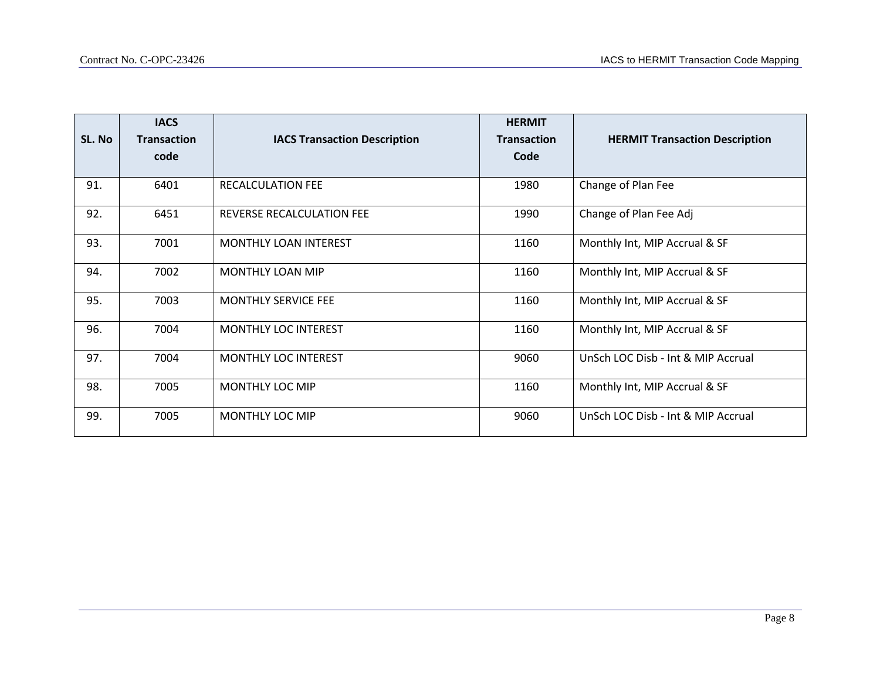| SL. No | IACS Transaction code | IACS Transaction Description | HERMIT Transaction Code | HERMIT Transaction Description |
|---|---|---|---|---|
| 91. | 6401 | RECALCULATION FEE | 1980 | Change of Plan Fee |
| 92. | 6451 | REVERSE RECALCULATION FEE | 1990 | Change of Plan Fee Adj |
| 93. | 7001 | MONTHLY LOAN INTEREST | 1160 | Monthly Int, MIP Accrual & SF |
| 94. | 7002 | MONTHLY LOAN MIP | 1160 | Monthly Int, MIP Accrual & SF |
| 95. | 7003 | MONTHLY SERVICE FEE | 1160 | Monthly Int, MIP Accrual & SF |
| 96. | 7004 | MONTHLY LOC INTEREST | 1160 | Monthly Int, MIP Accrual & SF |
| 97. | 7004 | MONTHLY LOC INTEREST | 9060 | UnSch LOC Disb - Int & MIP Accrual |
| 98. | 7005 | MONTHLY LOC MIP | 1160 | Monthly Int, MIP Accrual & SF |
| 99. | 7005 | MONTHLY LOC MIP | 9060 | UnSch LOC Disb - Int & MIP Accrual |